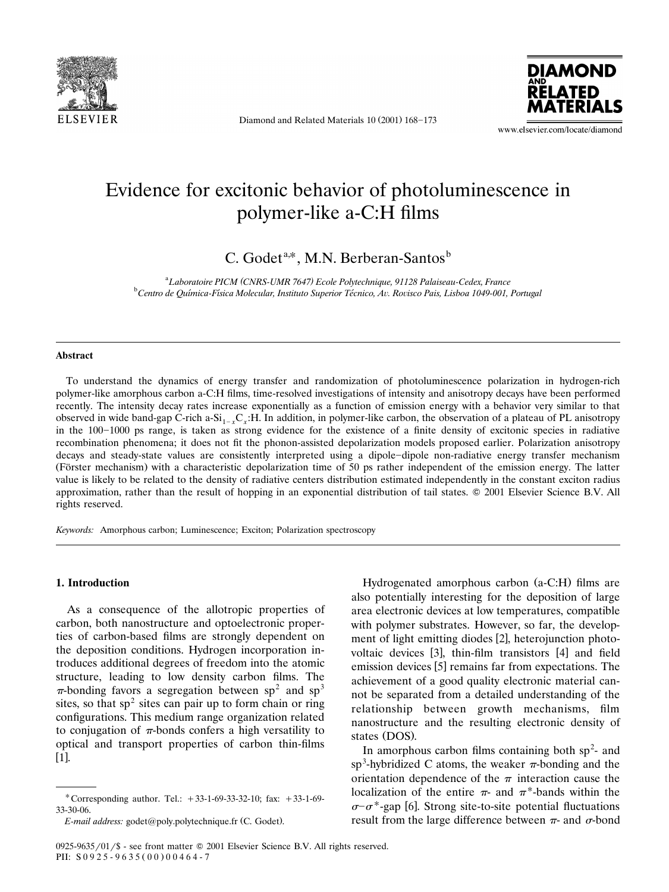# Evidence for excitonic behavior of photoluminescence in polymer-like a-C:H films

C. Godet[a,*], M.N. Berberan-Santos[b]

[a] Laboratoire PICM (CNRS-UMR 7647) Ecole Polytechnique, 91128 Palaiseau-Cedex, France
[b] Centro de Química-Física Molecular, Instituto Superior Técnico, Av. Rovisco Pais, Lisboa 1049-001, Portugal

## Abstract

To understand the dynamics of energy transfer and randomization of photoluminescence polarization in hydrogen-rich polymer-like amorphous carbon a-C:H films, time-resolved investigations of intensity and anisotropy decays have been performed recently. The intensity decay rates increase exponentially as a function of emission energy with a behavior very similar to that observed in wide band-gap C-rich a-$Si_{1-x}C_x$:H. In addition, in polymer-like carbon, the observation of a plateau of PL anisotropy in the 100–1000 ps range, is taken as strong evidence for the existence of a finite density of excitonic species in radiative recombination phenomena; it does not fit the phonon-assisted depolarization models proposed earlier. Polarization anisotropy decays and steady-state values are consistently interpreted using a dipole–dipole non-radiative energy transfer mechanism (Förster mechanism) with a characteristic depolarization time of 50 ps rather independent of the emission energy. The latter value is likely to be related to the density of radiative centers distribution estimated independently in the constant exciton radius approximation, rather than the result of hopping in an exponential distribution of tail states. © 2001 Elsevier Science B.V. All rights reserved.

*Keywords:* Amorphous carbon; Luminescence; Exciton; Polarization spectroscopy

## 1. Introduction

As a consequence of the allotropic properties of carbon, both nanostructure and optoelectronic properties of carbon-based films are strongly dependent on the deposition conditions. Hydrogen incorporation introduces additional degrees of freedom into the atomic structure, leading to low density carbon films. The $\pi$-bonding favors a segregation between $sp^2$ and $sp^3$ sites, so that $sp^2$ sites can pair up to form chain or ring configurations. This medium range organization related to conjugation of $\pi$-bonds confers a high versatility to optical and transport properties of carbon thin-films [1].

Hydrogenated amorphous carbon (a-C:H) films are also potentially interesting for the deposition of large area electronic devices at low temperatures, compatible with polymer substrates. However, so far, the development of light emitting diodes [2], heterojunction photovoltaic devices [3], thin-film transistors [4] and field emission devices [5] remains far from expectations. The achievement of a good quality electronic material cannot be separated from a detailed understanding of the relationship between growth mechanisms, film nanostructure and the resulting electronic density of states (DOS).

In amorphous carbon films containing both $sp^2$- and $sp^3$-hybridized C atoms, the weaker $\pi$-bonding and the orientation dependence of the $\pi$ interaction cause the localization of the entire $\pi$- and $\pi^*$-bands within the $\sigma$–$\sigma^*$-gap [6]. Strong site-to-site potential fluctuations result from the large difference between $\pi$- and $\sigma$-bond

---

* Corresponding author. Tel.: +33-1-69-33-32-10; fax: +33-1-69-33-30-06.
*E-mail address:* godet@poly.polytechnique.fr (C. Godet).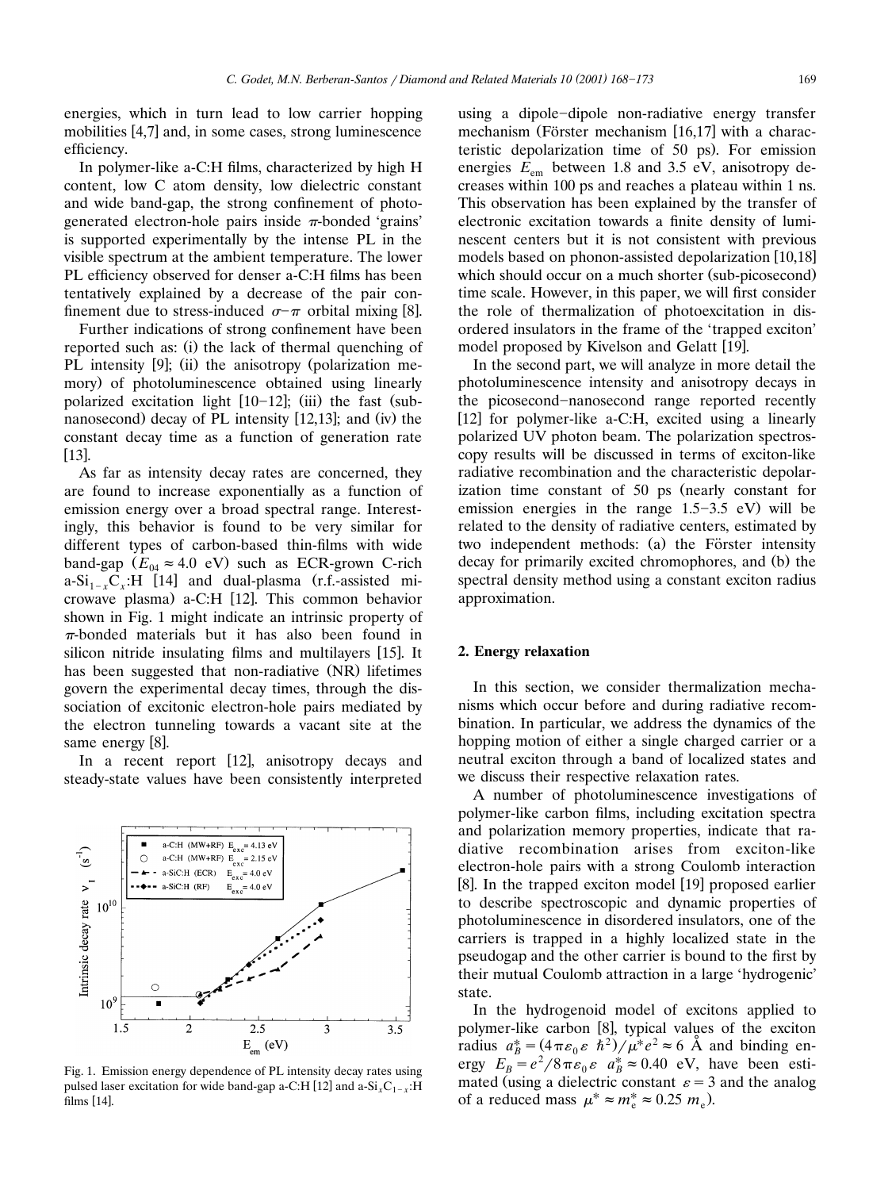energies, which in turn lead to low carrier hopping mobilities [4,7] and, in some cases, strong luminescence efficiency.

In polymer-like a-C:H films, characterized by high H content, low C atom density, low dielectric constant and wide band-gap, the strong confinement of photogenerated electron-hole pairs inside $\pi$-bonded 'grains' is supported experimentally by the intense PL in the visible spectrum at the ambient temperature. The lower PL efficiency observed for denser a-C:H films has been tentatively explained by a decrease of the pair confinement due to stress-induced $\sigma$–$\pi$ orbital mixing [8].

Further indications of strong confinement have been reported such as: (i) the lack of thermal quenching of PL intensity [9]; (ii) the anisotropy (polarization memory) of photoluminescence obtained using linearly polarized excitation light [10–12]; (iii) the fast (subnanosecond) decay of PL intensity [12,13]; and (iv) the constant decay time as a function of generation rate [13].

As far as intensity decay rates are concerned, they are found to increase exponentially as a function of emission energy over a broad spectral range. Interestingly, this behavior is found to be very similar for different types of carbon-based thin-films with wide band-gap ($E_{04} \approx 4.0$ eV) such as ECR-grown C-rich a-$Si_{1-x}C_x$:H [14] and dual-plasma (r.f.-assisted microwave plasma) a-C:H [12]. This common behavior shown in Fig. 1 might indicate an intrinsic property of $\pi$-bonded materials but it has also been found in silicon nitride insulating films and multilayers [15]. It has been suggested that non-radiative (NR) lifetimes govern the experimental decay times, through the dissociation of excitonic electron-hole pairs mediated by the electron tunneling towards a vacant site at the same energy [8].

In a recent report [12], anisotropy decays and steady-state values have been consistently interpreted using a dipole–dipole non-radiative energy transfer mechanism (Förster mechanism [16,17] with a characteristic depolarization time of 50 ps). For emission energies $E_{em}$ between 1.8 and 3.5 eV, anisotropy decreases within 100 ps and reaches a plateau within 1 ns. This observation has been explained by the transfer of electronic excitation towards a finite density of luminescent centers but it is not consistent with previous models based on phonon-assisted depolarization [10,18] which should occur on a much shorter (sub-picosecond) time scale. However, in this paper, we will first consider the role of thermalization of photoexcitation in disordered insulators in the frame of the 'trapped exciton' model proposed by Kivelson and Gelatt [19].

In the second part, we will analyze in more detail the photoluminescence intensity and anisotropy decays in the picosecond–nanosecond range reported recently [12] for polymer-like a-C:H, excited using a linearly polarized UV photon beam. The polarization spectroscopy results will be discussed in terms of exciton-like radiative recombination and the characteristic depolarization time constant of 50 ps (nearly constant for emission energies in the range 1.5–3.5 eV) will be related to the density of radiative centers, estimated by two independent methods: (a) the Förster intensity decay for primarily excited chromophores, and (b) the spectral density method using a constant exciton radius approximation.

Fig. 1. Emission energy dependence of PL intensity decay rates using pulsed laser excitation for wide band-gap a-C:H [12] and a-$Si_xC_{1-x}$:H films [14].

## 2. Energy relaxation

In this section, we consider thermalization mechanisms which occur before and during radiative recombination. In particular, we address the dynamics of the hopping motion of either a single charged carrier or a neutral exciton through a band of localized states and we discuss their respective relaxation rates.

A number of photoluminescence investigations of polymer-like carbon films, including excitation spectra and polarization memory properties, indicate that radiative recombination arises from exciton-like electron-hole pairs with a strong Coulomb interaction [8]. In the trapped exciton model [19] proposed earlier to describe spectroscopic and dynamic properties of photoluminescence in disordered insulators, one of the carriers is trapped in a highly localized state in the pseudogap and the other carrier is bound to the first by their mutual Coulomb attraction in a large 'hydrogenic' state.

In the hydrogenoid model of excitons applied to polymer-like carbon [8], typical values of the exciton radius $a_B^* = (4\pi\varepsilon_0\varepsilon\ \hbar^2)/\mu^* e^2 \approx 6$ Å and binding energy $E_B = e^2/8\pi\varepsilon_0\varepsilon\ a_B^* \approx 0.40$ eV, have been estimated (using a dielectric constant $\varepsilon = 3$ and the analog of a reduced mass $\mu^* \approx m_e^* \approx 0.25\ m_e$).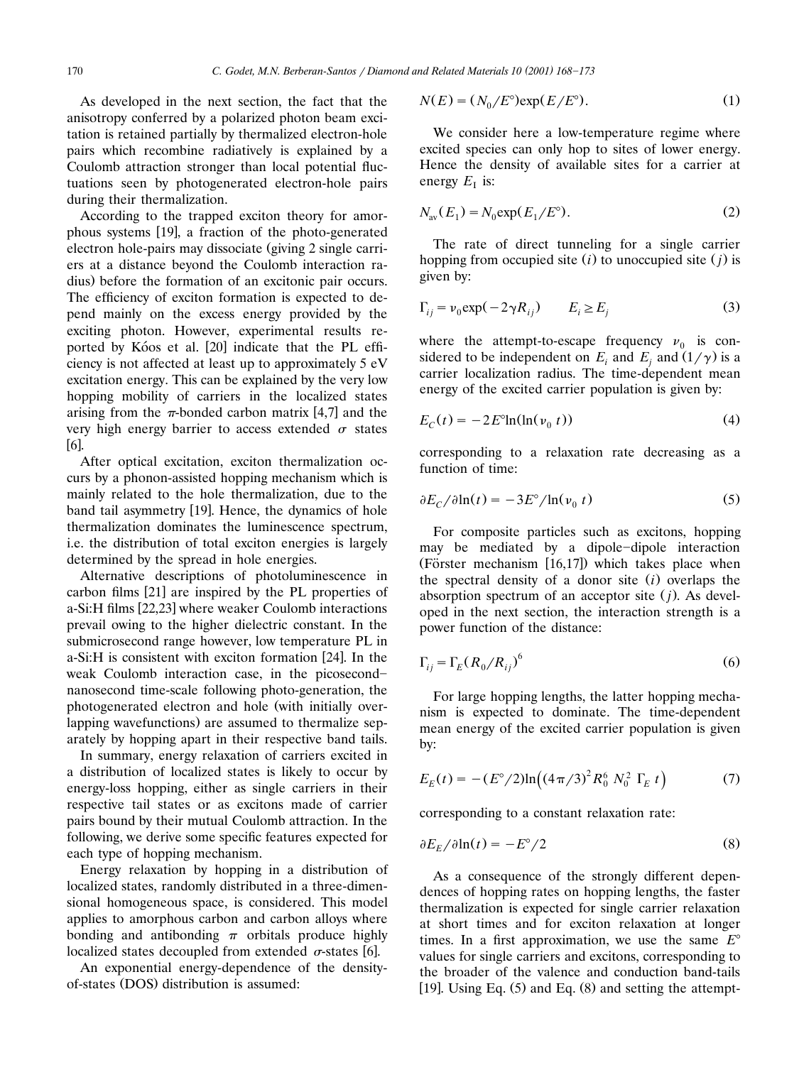As developed in the next section, the fact that the anisotropy conferred by a polarized photon beam excitation is retained partially by thermalized electron-hole pairs which recombine radiatively is explained by a Coulomb attraction stronger than local potential fluctuations seen by photogenerated electron-hole pairs during their thermalization.

According to the trapped exciton theory for amorphous systems [19], a fraction of the photo-generated electron hole-pairs may dissociate (giving 2 single carriers at a distance beyond the Coulomb interaction radius) before the formation of an excitonic pair occurs. The efficiency of exciton formation is expected to depend mainly on the excess energy provided by the exciting photon. However, experimental results reported by Kóos et al. [20] indicate that the PL efficiency is not affected at least up to approximately 5 eV excitation energy. This can be explained by the very low hopping mobility of carriers in the localized states arising from the $\pi$-bonded carbon matrix [4,7] and the very high energy barrier to access extended $\sigma$ states [6].

After optical excitation, exciton thermalization occurs by a phonon-assisted hopping mechanism which is mainly related to the hole thermalization, due to the band tail asymmetry [19]. Hence, the dynamics of hole thermalization dominates the luminescence spectrum, i.e. the distribution of total exciton energies is largely determined by the spread in hole energies.

Alternative descriptions of photoluminescence in carbon films [21] are inspired by the PL properties of a-Si:H films [22,23] where weaker Coulomb interactions prevail owing to the higher dielectric constant. In the submicrosecond range however, low temperature PL in a-Si:H is consistent with exciton formation [24]. In the weak Coulomb interaction case, in the picosecond–nanosecond time-scale following photo-generation, the photogenerated electron and hole (with initially overlapping wavefunctions) are assumed to thermalize separately by hopping apart in their respective band tails.

In summary, energy relaxation of carriers excited in a distribution of localized states is likely to occur by energy-loss hopping, either as single carriers in their respective tail states or as excitons made of carrier pairs bound by their mutual Coulomb attraction. In the following, we derive some specific features expected for each type of hopping mechanism.

Energy relaxation by hopping in a distribution of localized states, randomly distributed in a three-dimensional homogeneous space, is considered. This model applies to amorphous carbon and carbon alloys where bonding and antibonding $\pi$ orbitals produce highly localized states decoupled from extended $\sigma$-states [6].

An exponential energy-dependence of the density-of-states (DOS) distribution is assumed:

$$N(E) = (N_0/E^\circ)\exp(E/E^\circ). \tag{1}$$

We consider here a low-temperature regime where excited species can only hop to sites of lower energy. Hence the density of available sites for a carrier at energy $E_1$ is:

$$N_{av}(E_1) = N_0 \exp(E_1/E^\circ). \tag{2}$$

The rate of direct tunneling for a single carrier hopping from occupied site $(i)$ to unoccupied site $(j)$ is given by:

$$\Gamma_{ij} = \nu_0 \exp(-2\gamma R_{ij}) \qquad E_i \geq E_j \tag{3}$$

where the attempt-to-escape frequency $\nu_0$ is considered to be independent on $E_i$ and $E_j$ and $(1/\gamma)$ is a carrier localization radius. The time-dependent mean energy of the excited carrier population is given by:

$$E_C(t) = -2E^\circ \ln(\ln(\nu_0\, t)) \tag{4}$$

corresponding to a relaxation rate decreasing as a function of time:

$$\partial E_C / \partial \ln(t) = -3E^\circ / \ln(\nu_0\, t) \tag{5}$$

For composite particles such as excitons, hopping may be mediated by a dipole–dipole interaction (Förster mechanism [16,17]) which takes place when the spectral density of a donor site $(i)$ overlaps the absorption spectrum of an acceptor site $(j)$. As developed in the next section, the interaction strength is a power function of the distance:

$$\Gamma_{ij} = \Gamma_E (R_0/R_{ij})^6 \tag{6}$$

For large hopping lengths, the latter hopping mechanism is expected to dominate. The time-dependent mean energy of the excited carrier population is given by:

$$E_E(t) = -(E^\circ/2)\ln\left((4\pi/3)^2 R_0^6\, N_0^2\, \Gamma_E\, t\right) \tag{7}$$

corresponding to a constant relaxation rate:

$$\partial E_E / \partial \ln(t) = -E^\circ/2 \tag{8}$$

As a consequence of the strongly different dependences of hopping rates on hopping lengths, the faster thermalization is expected for single carrier relaxation at short times and for exciton relaxation at longer times. In a first approximation, we use the same $E^\circ$ values for single carriers and excitons, corresponding to the broader of the valence and conduction band-tails [19]. Using Eq. (5) and Eq. (8) and setting the attempt-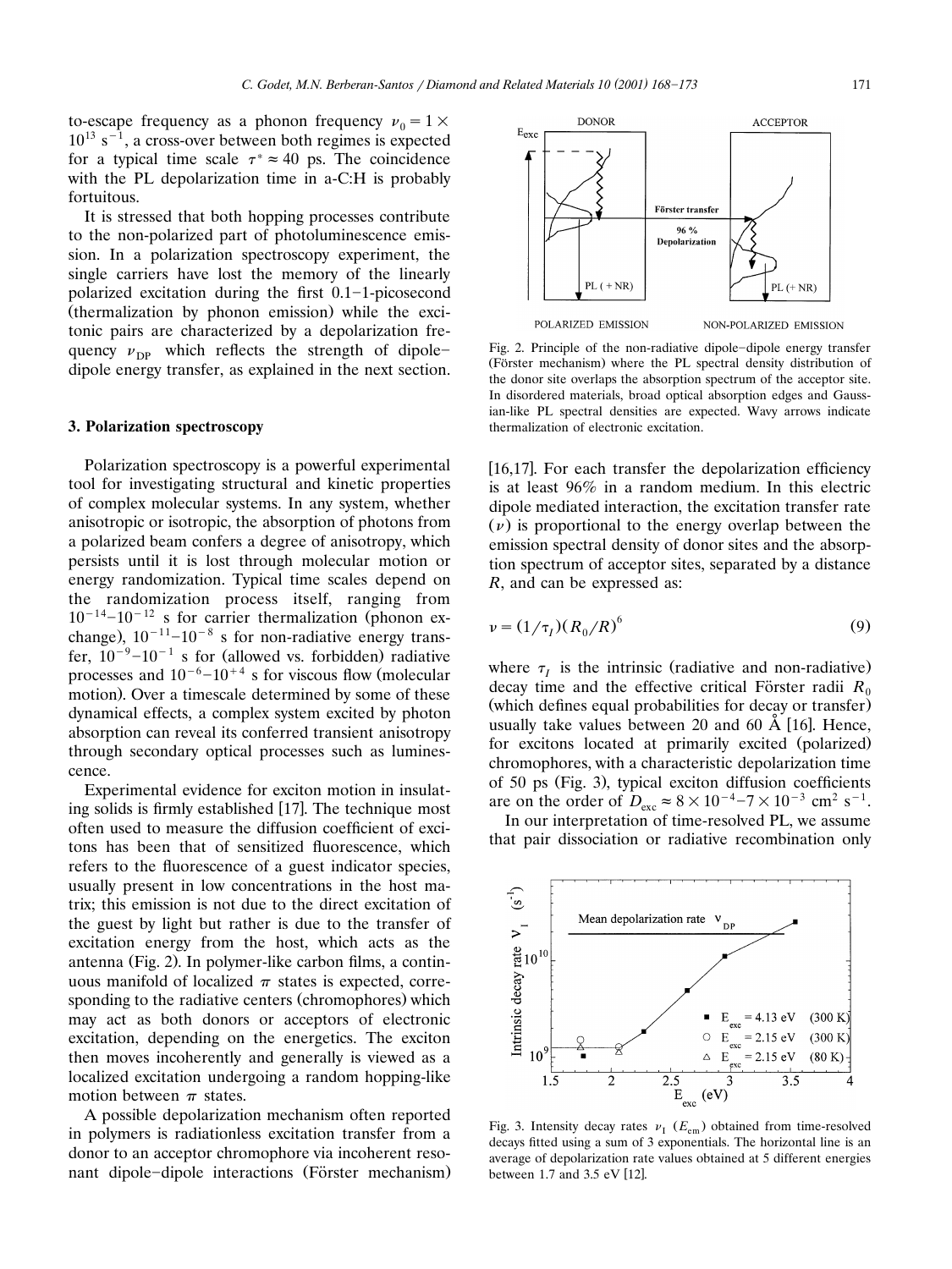to-escape frequency as a phonon frequency $\nu_0 = 1 \times 10^{13}$ s$^{-1}$, a cross-over between both regimes is expected for a typical time scale $\tau^* \approx 40$ ps. The coincidence with the PL depolarization time in a-C:H is probably fortuitous.

It is stressed that both hopping processes contribute to the non-polarized part of photoluminescence emission. In a polarization spectroscopy experiment, the single carriers have lost the memory of the linearly polarized excitation during the first 0.1–1-picosecond (thermalization by phonon emission) while the excitonic pairs are characterized by a depolarization frequency $\nu_{DP}$ which reflects the strength of dipole–dipole energy transfer, as explained in the next section.

## 3. Polarization spectroscopy

Polarization spectroscopy is a powerful experimental tool for investigating structural and kinetic properties of complex molecular systems. In any system, whether anisotropic or isotropic, the absorption of photons from a polarized beam confers a degree of anisotropy, which persists until it is lost through molecular motion or energy randomization. Typical time scales depend on the randomization process itself, ranging from $10^{-14}$–$10^{-12}$ s for carrier thermalization (phonon exchange), $10^{-11}$–$10^{-8}$ s for non-radiative energy transfer, $10^{-9}$–$10^{-1}$ s for (allowed vs. forbidden) radiative processes and $10^{-6}$–$10^{+4}$ s for viscous flow (molecular motion). Over a timescale determined by some of these dynamical effects, a complex system excited by photon absorption can reveal its conferred transient anisotropy through secondary optical processes such as luminescence.

Experimental evidence for exciton motion in insulating solids is firmly established [17]. The technique most often used to measure the diffusion coefficient of excitons has been that of sensitized fluorescence, which refers to the fluorescence of a guest indicator species, usually present in low concentrations in the host matrix; this emission is not due to the direct excitation of the guest by light but rather is due to the transfer of excitation energy from the host, which acts as the antenna (Fig. 2). In polymer-like carbon films, a continuous manifold of localized $\pi$ states is expected, corresponding to the radiative centers (chromophores) which may act as both donors or acceptors of electronic excitation, depending on the energetics. The exciton then moves incoherently and generally is viewed as a localized excitation undergoing a random hopping-like motion between $\pi$ states.

A possible depolarization mechanism often reported in polymers is radiationless excitation transfer from a donor to an acceptor chromophore via incoherent resonant dipole–dipole interactions (Förster mechanism) [16,17]. For each transfer the depolarization efficiency is at least 96% in a random medium. In this electric dipole mediated interaction, the excitation transfer rate ($\nu$) is proportional to the energy overlap between the emission spectral density of donor sites and the absorption spectrum of acceptor sites, separated by a distance $R$, and can be expressed as:

$$\nu = (1/\tau_I)(R_0/R)^6 \tag{9}$$

where $\tau_I$ is the intrinsic (radiative and non-radiative) decay time and the effective critical Förster radii $R_0$ (which defines equal probabilities for decay or transfer) usually take values between 20 and 60 Å [16]. Hence, for excitons located at primarily excited (polarized) chromophores, with a characteristic depolarization time of 50 ps (Fig. 3), typical exciton diffusion coefficients are on the order of $D_{exc} \approx 8 \times 10^{-4}$–$7 \times 10^{-3}$ cm$^2$ s$^{-1}$.

In our interpretation of time-resolved PL, we assume that pair dissociation or radiative recombination only

Fig. 2. Principle of the non-radiative dipole–dipole energy transfer (Förster mechanism) where the PL spectral density distribution of the donor site overlaps the absorption spectrum of the acceptor site. In disordered materials, broad optical absorption edges and Gaussian-like PL spectral densities are expected. Wavy arrows indicate thermalization of electronic excitation.

Fig. 3. Intensity decay rates $\nu_I$ ($E_{em}$) obtained from time-resolved decays fitted using a sum of 3 exponentials. The horizontal line is an average of depolarization rate values obtained at 5 different energies between 1.7 and 3.5 eV [12].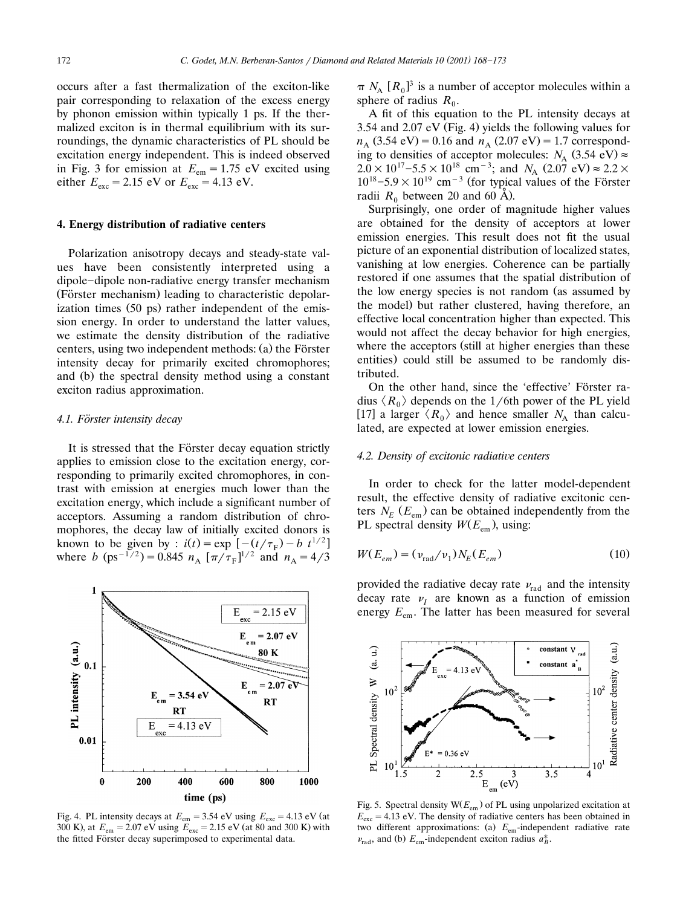occurs after a fast thermalization of the exciton-like pair corresponding to relaxation of the excess energy by phonon emission within typically 1 ps. If the thermalized exciton is in thermal equilibrium with its surroundings, the dynamic characteristics of PL should be excitation energy independent. This is indeed observed in Fig. 3 for emission at $E_{em} = 1.75$ eV excited using either $E_{exc} = 2.15$ eV or $E_{exc} = 4.13$ eV.

## 4. Energy distribution of radiative centers

Polarization anisotropy decays and steady-state values have been consistently interpreted using a dipole–dipole non-radiative energy transfer mechanism (Förster mechanism) leading to characteristic depolarization times (50 ps) rather independent of the emission energy. In order to understand the latter values, we estimate the density distribution of the radiative centers, using two independent methods: (a) the Förster intensity decay for primarily excited chromophores; and (b) the spectral density method using a constant exciton radius approximation.

### 4.1. Förster intensity decay

It is stressed that the Förster decay equation strictly applies to emission close to the excitation energy, corresponding to primarily excited chromophores, in contrast with emission at energies much lower than the excitation energy, which include a significant number of acceptors. Assuming a random distribution of chromophores, the decay law of initially excited donors is known to be given by : $i(t) = \exp\left[-(t/\tau_F) - b\ t^{1/2}\right]$ where $b$ ($\text{ps}^{-1/2}$) $= 0.845\ n_A\ [\pi/\tau_F]^{1/2}$ and $n_A = 4/3\ \pi\ N_A\ [R_0]^3$ is a number of acceptor molecules within a sphere of radius $R_0$.

Fig. 4. PL intensity decays at $E_{em} = 3.54$ eV using $E_{exc} = 4.13$ eV (at 300 K), at $E_{em} = 2.07$ eV using $E_{exc} = 2.15$ eV (at 80 and 300 K) with the fitted Förster decay superimposed to experimental data.

A fit of this equation to the PL intensity decays at 3.54 and 2.07 eV (Fig. 4) yields the following values for $n_A$ (3.54 eV) $= 0.16$ and $n_A$ (2.07 eV) $= 1.7$ corresponding to densities of acceptor molecules: $N_A$ (3.54 eV) $\approx 2.0 \times 10^{17}$–$5.5 \times 10^{18}$ $\text{cm}^{-3}$; and $N_A$ (2.07 eV) $\approx 2.2 \times 10^{18}$–$5.9 \times 10^{19}$ $\text{cm}^{-3}$ (for typical values of the Förster radii $R_0$ between 20 and 60 Å).

Surprisingly, one order of magnitude higher values are obtained for the density of acceptors at lower emission energies. This result does not fit the usual picture of an exponential distribution of localized states, vanishing at low energies. Coherence can be partially restored if one assumes that the spatial distribution of the low energy species is not random (as assumed by the model) but rather clustered, having therefore, an effective local concentration higher than expected. This would not affect the decay behavior for high energies, where the acceptors (still at higher energies than these entities) could still be assumed to be randomly distributed.

On the other hand, since the 'effective' Förster radius $\langle R_0 \rangle$ depends on the 1/6th power of the PL yield [17] a larger $\langle R_0 \rangle$ and hence smaller $N_A$ than calculated, are expected at lower emission energies.

### 4.2. Density of excitonic radiative centers

In order to check for the latter model-dependent result, the effective density of radiative excitonic centers $N_E$ ($E_{em}$) can be obtained independently from the PL spectral density $W(E_{em})$, using:

$$W(E_{em}) = (\nu_{rad}/\nu_1)N_E(E_{em}) \tag{10}$$

provided the radiative decay rate $\nu_{rad}$ and the intensity decay rate $\nu_I$ are known as a function of emission energy $E_{em}$. The latter has been measured for several

Fig. 5. Spectral density $W(E_{em})$ of PL using unpolarized excitation at $E_{exc} = 4.13$ eV. The density of radiative centers has been obtained in two different approximations: (a) $E_{em}$-independent radiative rate $\nu_{rad}$, and (b) $E_{em}$-independent exciton radius $a_B^*$.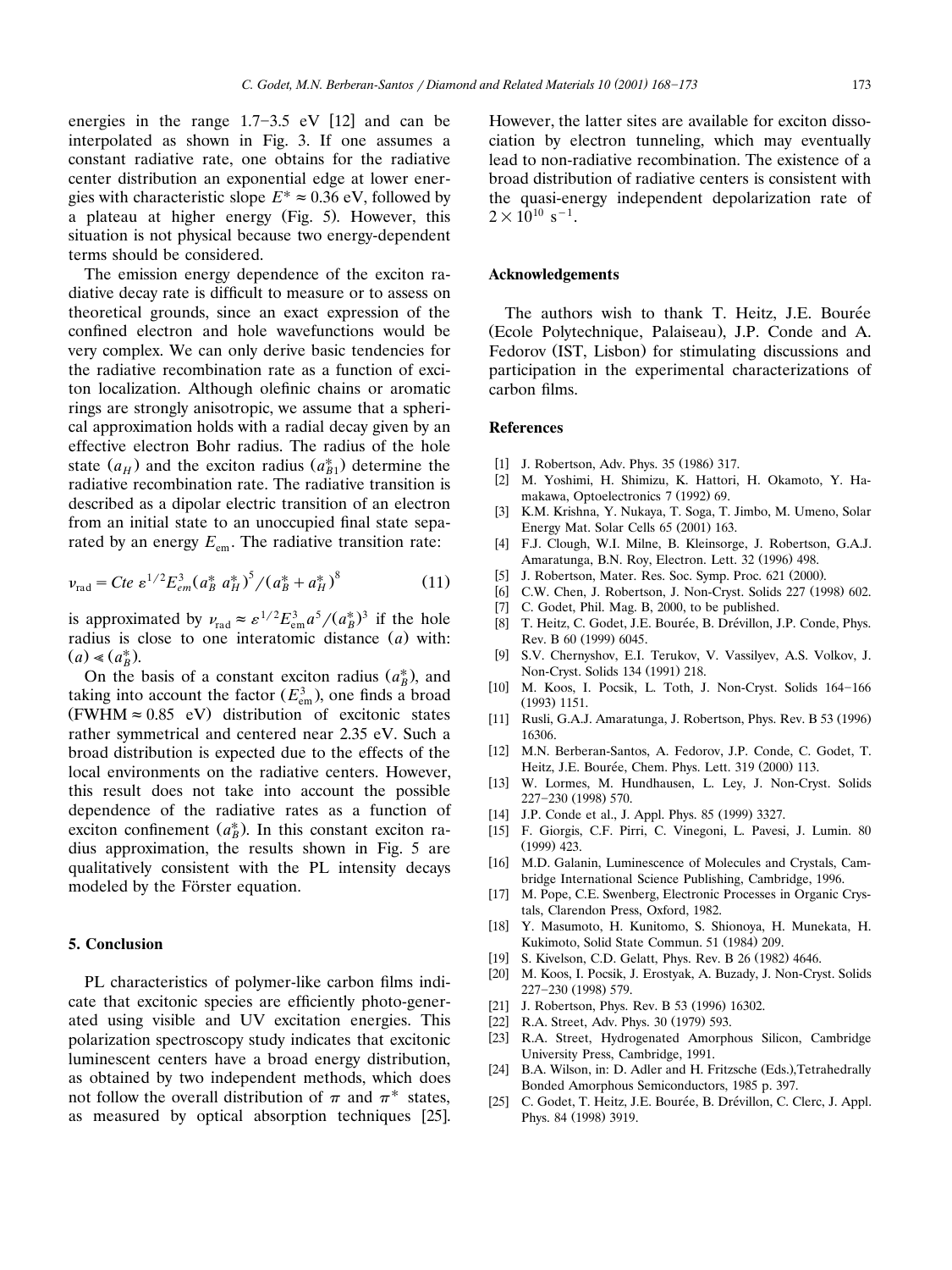energies in the range 1.7–3.5 eV [12] and can be interpolated as shown in Fig. 3. If one assumes a constant radiative rate, one obtains for the radiative center distribution an exponential edge at lower energies with characteristic slope $E^* \approx 0.36$ eV, followed by a plateau at higher energy (Fig. 5). However, this situation is not physical because two energy-dependent terms should be considered.

The emission energy dependence of the exciton radiative decay rate is difficult to measure or to assess on theoretical grounds, since an exact expression of the confined electron and hole wavefunctions would be very complex. We can only derive basic tendencies for the radiative recombination rate as a function of exciton localization. Although olefinic chains or aromatic rings are strongly anisotropic, we assume that a spherical approximation holds with a radial decay given by an effective electron Bohr radius. The radius of the hole state ($a_H$) and the exciton radius ($a_{B1}^*$) determine the radiative recombination rate. The radiative transition is described as a dipolar electric transition of an electron from an initial state to an unoccupied final state separated by an energy $E_{\mathrm{em}}$. The radiative transition rate:

$$\nu_{\mathrm{rad}} = Cte\ \varepsilon^{1/2} E_{em}^3 (a_B^*\ a_H^*)^5 / (a_B^* + a_H^*)^8 \tag{11}$$

is approximated by $\nu_{\mathrm{rad}} \approx \varepsilon^{1/2} E_{\mathrm{em}}^3 a^5 / (a_B^*)^3$ if the hole radius is close to one interatomic distance ($a$) with: $(a) \ll (a_B^*)$.

On the basis of a constant exciton radius ($a_B^*$), and taking into account the factor ($E_{\mathrm{em}}^3$), one finds a broad (FWHM $\approx 0.85$ eV) distribution of excitonic states rather symmetrical and centered near 2.35 eV. Such a broad distribution is expected due to the effects of the local environments on the radiative centers. However, this result does not take into account the possible dependence of the radiative rates as a function of exciton confinement ($a_B^*$). In this constant exciton radius approximation, the results shown in Fig. 5 are qualitatively consistent with the PL intensity decays modeled by the Förster equation.

## 5. Conclusion

PL characteristics of polymer-like carbon films indicate that excitonic species are efficiently photo-generated using visible and UV excitation energies. This polarization spectroscopy study indicates that excitonic luminescent centers have a broad energy distribution, as obtained by two independent methods, which does not follow the overall distribution of $\pi$ and $\pi^*$ states, as measured by optical absorption techniques [25]. However, the latter sites are available for exciton dissociation by electron tunneling, which may eventually lead to non-radiative recombination. The existence of a broad distribution of radiative centers is consistent with the quasi-energy independent depolarization rate of $2 \times 10^{10}$ s$^{-1}$.

## Acknowledgements

The authors wish to thank T. Heitz, J.E. Bourée (Ecole Polytechnique, Palaiseau), J.P. Conde and A. Fedorov (IST, Lisbon) for stimulating discussions and participation in the experimental characterizations of carbon films.

## References

[1] J. Robertson, Adv. Phys. 35 (1986) 317.
[2] M. Yoshimi, H. Shimizu, K. Hattori, H. Okamoto, Y. Hamakawa, Optoelectronics 7 (1992) 69.
[3] K.M. Krishna, Y. Nukaya, T. Soga, T. Jimbo, M. Umeno, Solar Energy Mat. Solar Cells 65 (2001) 163.
[4] F.J. Clough, W.I. Milne, B. Kleinsorge, J. Robertson, G.A.J. Amaratunga, B.N. Roy, Electron. Lett. 32 (1996) 498.
[5] J. Robertson, Mater. Res. Soc. Symp. Proc. 621 (2000).
[6] C.W. Chen, J. Robertson, J. Non-Cryst. Solids 227 (1998) 602.
[7] C. Godet, Phil. Mag. B, 2000, to be published.
[8] T. Heitz, C. Godet, J.E. Bourée, B. Drévillon, J.P. Conde, Phys. Rev. B 60 (1999) 6045.
[9] S.V. Chernyshov, E.I. Terukov, V. Vassilyev, A.S. Volkov, J. Non-Cryst. Solids 134 (1991) 218.
[10] M. Koos, I. Pocsik, L. Toth, J. Non-Cryst. Solids 164–166 (1993) 1151.
[11] Rusli, G.A.J. Amaratunga, J. Robertson, Phys. Rev. B 53 (1996) 16306.
[12] M.N. Berberan-Santos, A. Fedorov, J.P. Conde, C. Godet, T. Heitz, J.E. Bourée, Chem. Phys. Lett. 319 (2000) 113.
[13] W. Lormes, M. Hundhausen, L. Ley, J. Non-Cryst. Solids 227–230 (1998) 570.
[14] J.P. Conde et al., J. Appl. Phys. 85 (1999) 3327.
[15] F. Giorgis, C.F. Pirri, C. Vinegoni, L. Pavesi, J. Lumin. 80 (1999) 423.
[16] M.D. Galanin, Luminescence of Molecules and Crystals, Cambridge International Science Publishing, Cambridge, 1996.
[17] M. Pope, C.E. Swenberg, Electronic Processes in Organic Crystals, Clarendon Press, Oxford, 1982.
[18] Y. Masumoto, H. Kunitomo, S. Shionoya, H. Munekata, H. Kukimoto, Solid State Commun. 51 (1984) 209.
[19] S. Kivelson, C.D. Gelatt, Phys. Rev. B 26 (1982) 4646.
[20] M. Koos, I. Pocsik, J. Erostyak, A. Buzady, J. Non-Cryst. Solids 227–230 (1998) 579.
[21] J. Robertson, Phys. Rev. B 53 (1996) 16302.
[22] R.A. Street, Adv. Phys. 30 (1979) 593.
[23] R.A. Street, Hydrogenated Amorphous Silicon, Cambridge University Press, Cambridge, 1991.
[24] B.A. Wilson, in: D. Adler and H. Fritzsche (Eds.),Tetrahedrally Bonded Amorphous Semiconductors, 1985 p. 397.
[25] C. Godet, T. Heitz, J.E. Bourée, B. Drévillon, C. Clerc, J. Appl. Phys. 84 (1998) 3919.